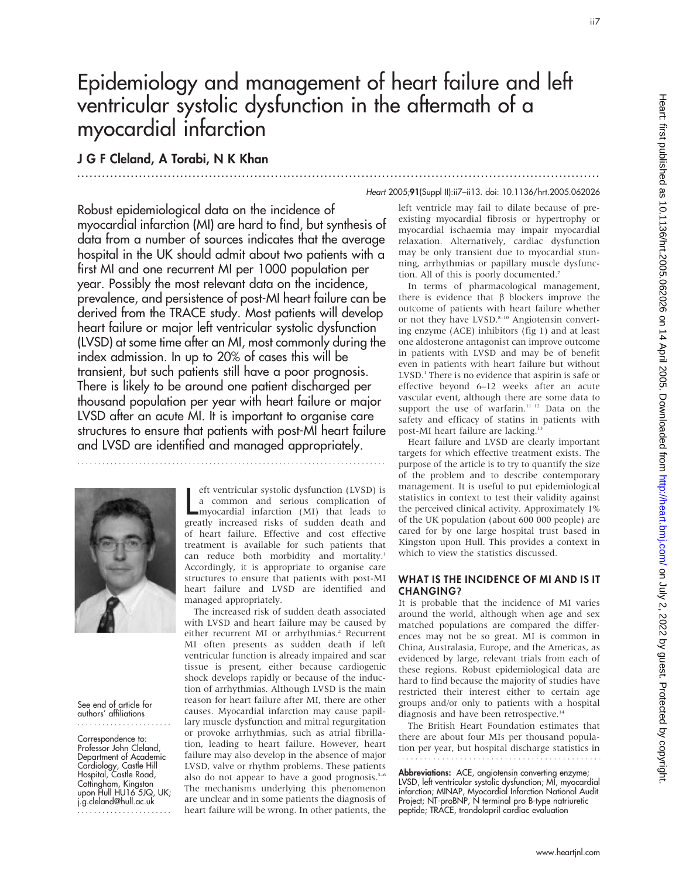# Epidemiology and management of heart failure and left ventricular systolic dysfunction in the aftermath of a myocardial infarction

**J G F Cleland, A Torabi, N K Khan**

Robust epidemiological data on the incidence of myocardial infarction (MI) are hard to find, but synthesis of data from a number of sources indicates that the average hospital in the UK should admit about two patients with a first MI and one recurrent MI per 1000 population per year. Possibly the most relevant data on the incidence, prevalence, and persistence of post-MI heart failure can be derived from the TRACE study. Most patients will develop heart failure or major left ventricular systolic dysfunction (LVSD) at some time after an MI, most commonly during the index admission. In up to 20% of cases this will be transient, but such patients still have a poor prognosis. There is likely to be around one patient discharged per thousand population per year with heart failure or major LVSD after an acute MI. It is important to organise care structures to ensure that patients with post-MI heart failure and LVSD are identified and managed appropriately.

See end of article for authors' affiliations

Correspondence to: Professor John Cleland, Department of Academic Cardiology, Castle Hill Hospital, Castle Road, Cottingham, Kingston upon Hull HU16 5JQ, UK; j.g.cleland@hull.ac.uk

Left ventricular systolic dysfunction (LVSD) is a common and serious complication of myocardial infarction (MI) that leads to greatly increased risks of sudden death and of heart failure. Effective and cost effective treatment is available for such patients that can reduce both morbidity and mortality.[1] Accordingly, it is appropriate to organise care structures to ensure that patients with post-MI heart failure and LVSD are identified and managed appropriately.

The increased risk of sudden death associated with LVSD and heart failure may be caused by either recurrent MI or arrhythmias.[2] Recurrent MI often presents as sudden death if left ventricular function is already impaired and scar tissue is present, either because cardiogenic shock develops rapidly or because of the induction of arrhythmias. Although LVSD is the main reason for heart failure after MI, there are other causes. Myocardial infarction may cause papillary muscle dysfunction and mitral regurgitation or provoke arrhythmias, such as atrial fibrillation, leading to heart failure. However, heart failure may also develop in the absence of major LVSD, valve or rhythm problems. These patients also do not appear to have a good prognosis.[3–6] The mechanisms underlying this phenomenon are unclear and in some patients the diagnosis of heart failure will be wrong. In other patients, the left ventricle may fail to dilate because of pre-existing myocardial fibrosis or hypertrophy or myocardial ischaemia may impair myocardial relaxation. Alternatively, cardiac dysfunction may be only transient due to myocardial stunning, arrhythmias or papillary muscle dysfunction. All of this is poorly documented.[7]

In terms of pharmacological management, there is evidence that β blockers improve the outcome of patients with heart failure whether or not they have LVSD.[8–10] Angiotensin converting enzyme (ACE) inhibitors (fig 1) and at least one aldosterone antagonist can improve outcome in patients with LVSD and may be of benefit even in patients with heart failure but without LVSD.[1] There is no evidence that aspirin is safe or effective beyond 6–12 weeks after an acute vascular event, although there are some data to support the use of warfarin.[11 12] Data on the safety and efficacy of statins in patients with post-MI heart failure are lacking.[13]

Heart failure and LVSD are clearly important targets for which effective treatment exists. The purpose of the article is to try to quantify the size of the problem and to describe contemporary management. It is useful to put epidemiological statistics in context to test their validity against the perceived clinical activity. Approximately 1% of the UK population (about 600 000 people) are cared for by one large hospital trust based in Kingston upon Hull. This provides a context in which to view the statistics discussed.

## WHAT IS THE INCIDENCE OF MI AND IS IT CHANGING?

It is probable that the incidence of MI varies around the world, although when age and sex matched populations are compared the differences may not be so great. MI is common in China, Australasia, Europe, and the Americas, as evidenced by large, relevant trials from each of these regions. Robust epidemiological data are hard to find because the majority of studies have restricted their interest either to certain age groups and/or only to patients with a hospital diagnosis and have been retrospective.[14]

The British Heart Foundation estimates that there are about four MIs per thousand population per year, but hospital discharge statistics in

**Abbreviations:** ACE, angiotensin converting enzyme; LVSD, left ventricular systolic dysfunction; MI, myocardial infarction; MINAP, Myocardial Infarction National Audit Project; NT-proBNP, N terminal pro B-type natriuretic peptide; TRACE, trandolapril cardiac evaluation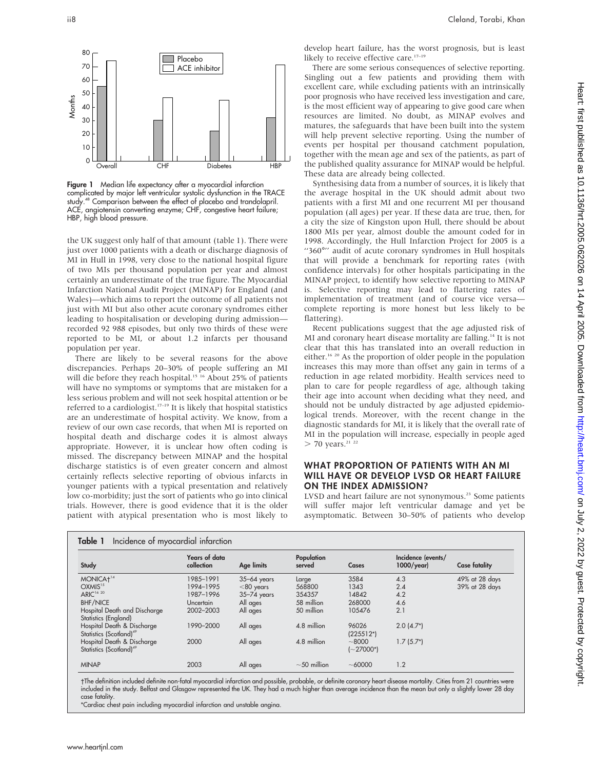Figure 1 Median life expectancy after a myocardial infarction complicated by major left ventricular systolic dysfunction in the TRACE study.[48] Comparison between the effect of placebo and trandolapril. ACE, angiotensin converting enzyme; CHF, congestive heart failure; HBP, high blood pressure.

the UK suggest only half of that amount (table 1). There were just over 1000 patients with a death or discharge diagnosis of MI in Hull in 1998, very close to the national hospital figure of two MIs per thousand population per year and almost certainly an underestimate of the true figure. The Myocardial Infarction National Audit Project (MINAP) for England (and Wales)—which aims to report the outcome of all patients not just with MI but also other acute coronary syndromes either leading to hospitalisation or developing during admission—recorded 92 988 episodes, but only two thirds of these were reported to be MI, or about 1.2 infarcts per thousand population per year.

There are likely to be several reasons for the above discrepancies. Perhaps 20–30% of people suffering an MI will die before they reach hospital.[15 16] About 25% of patients will have no symptoms or symptoms that are mistaken for a less serious problem and will not seek hospital attention or be referred to a cardiologist.[17–19] It is likely that hospital statistics are an underestimate of hospital activity. We know, from a review of our own case records, that when MI is reported on hospital death and discharge codes it is almost always appropriate. However, it is unclear how often coding is missed. The discrepancy between MINAP and the hospital discharge statistics is of even greater concern and almost certainly reflects selective reporting of obvious infarcts in younger patients with a typical presentation and relatively low co-morbidity; just the sort of patients who go into clinical trials. However, there is good evidence that it is the older patient with atypical presentation who is most likely to develop heart failure, has the worst prognosis, but is least likely to receive effective care.[17–19]

There are some serious consequences of selective reporting. Singling out a few patients and providing them with excellent care, while excluding patients with an intrinsically poor prognosis who have received less investigation and care, is the most efficient way of appearing to give good care when resources are limited. No doubt, as MINAP evolves and matures, the safeguards that have been built into the system will help prevent selective reporting. Using the number of events per hospital per thousand catchment population, together with the mean age and sex of the patients, as part of the published quality assurance for MINAP would be helpful. These data are already being collected.

Synthesising data from a number of sources, it is likely that the average hospital in the UK should admit about two patients with a first MI and one recurrent MI per thousand population (all ages) per year. If these data are true, then, for a city the size of Kingston upon Hull, there should be about 1800 MIs per year, almost double the amount coded for in 1998. Accordingly, the Hull Infarction Project for 2005 is a "360°" audit of acute coronary syndromes in Hull hospitals that will provide a benchmark for reporting rates (with confidence intervals) for other hospitals participating in the MINAP project, to identify how selective reporting to MINAP is. Selective reporting may lead to flattering rates of implementation of treatment (and of course vice versa—complete reporting is more honest but less likely to be flattering).

Recent publications suggest that the age adjusted risk of MI and coronary heart disease mortality are falling.[14] It is not clear that this has translated into an overall reduction in either.[16 20] As the proportion of older people in the population increases this may more than offset any gain in terms of a reduction in age related morbidity. Health services need to plan to care for people regardless of age, although taking their age into account when deciding what they need, and should not be unduly distracted by age adjusted epidemiological trends. Moreover, with the recent change in the diagnostic standards for MI, it is likely that the overall rate of MI in the population will increase, especially in people aged > 70 years.[21 22]

## WHAT PROPORTION OF PATIENTS WITH AN MI WILL HAVE OR DEVELOP LVSD OR HEART FAILURE ON THE INDEX ADMISSION?

LVSD and heart failure are not synonymous.[23] Some patients will suffer major left ventricular damage and yet be asymptomatic. Between 30–50% of patients who develop

**Table 1** Incidence of myocardial infarction

| Study | Years of data collection | Age limits | Population served | Cases | Incidence (events/1000/year) | Case fatality |
|---|---|---|---|---|---|---|
| MONICA†[14] | 1985–1991 | 35–64 years | Large | 3584 | 4.3 | 49% at 28 days |
| OXMIS[15] | 1994–1995 | <80 years | 568800 | 1343 | 2.4 | 39% at 28 days |
| ARIC[16 20] | 1987–1996 | 35–74 years | 354357 | 14842 | 4.2 | |
| BHF/NICE | Uncertain | All ages | 58 million | 268000 | 4.6 | |
| Hospital Death and Discharge Statistics (England) | 2002–2003 | All ages | 50 million | 105476 | 2.1 | |
| Hospital Death & Discharge Statistics (Scotland)[49] | 1990–2000 | All ages | 4.8 million | 96026 (225512*) | 2.0 (4.7*) | |
| Hospital Death & Discharge Statistics (Scotland)[49] | 2000 | All ages | 4.8 million | ~8000 (~27000*) | 1.7 (5.7*) | |
| MINAP | 2003 | All ages | ~50 million | ~60000 | 1.2 | |

†The definition included definite non-fatal myocardial infarction and possible, probable, or definite coronary heart disease mortality. Cities from 21 countries were included in the study. Belfast and Glasgow represented the UK. They had a much higher than average incidence than the mean but only a slightly lower 28 day case fatality.
*Cardiac chest pain including myocardial infarction and unstable angina.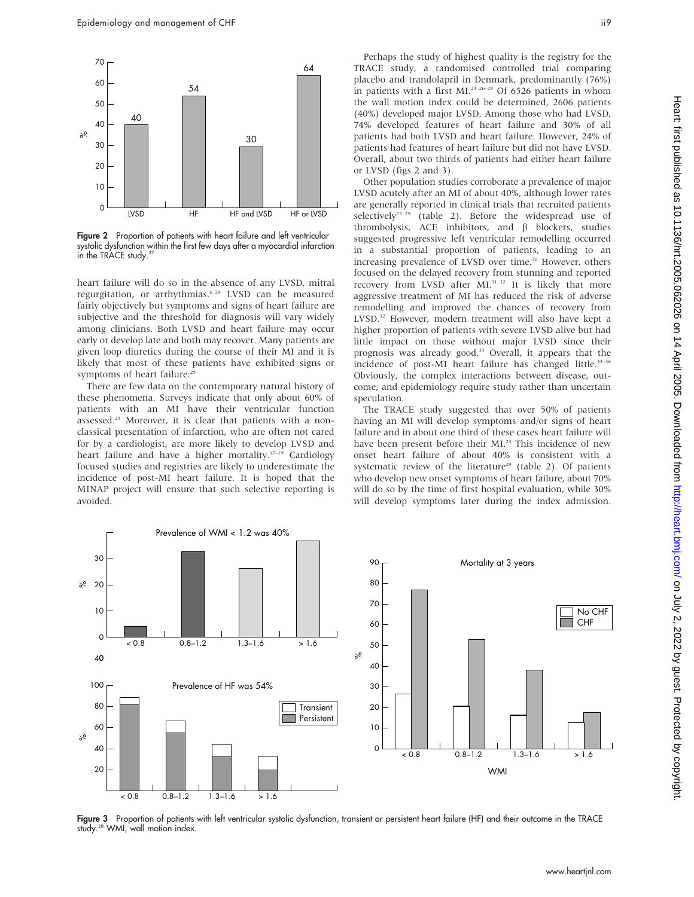Figure 2 Proportion of patients with heart failure and left ventricular systolic dysfunction within the first few days after a myocardial infarction in the TRACE study.[27]

heart failure will do so in the absence of any LVSD, mitral regurgitation, or arrhythmias.[6 24] LVSD can be measured fairly objectively but symptoms and signs of heart failure are subjective and the threshold for diagnosis will vary widely among clinicians. Both LVSD and heart failure may occur early or develop late and both may recover. Many patients are given loop diuretics during the course of their MI and it is likely that most of these patients have exhibited signs or symptoms of heart failure.[25]

There are few data on the contemporary natural history of these phenomena. Surveys indicate that only about 60% of patients with an MI have their ventricular function assessed.[25] Moreover, it is clear that patients with a non-classical presentation of infarction, who are often not cared for by a cardiologist, are more likely to develop LVSD and heart failure and have a higher mortality.[17–19] Cardiology focused studies and registries are likely to underestimate the incidence of post-MI heart failure. It is hoped that the MINAP project will ensure that such selective reporting is avoided.

Perhaps the study of highest quality is the registry for the TRACE study, a randomised controlled trial comparing placebo and trandolapril in Denmark, predominantly (76%) in patients with a first MI.[23 26–28] Of 6526 patients in whom the wall motion index could be determined, 2606 patients (40%) developed major LVSD. Among those who had LVSD, 74% developed features of heart failure and 30% of all patients had both LVSD and heart failure. However, 24% of patients had features of heart failure but did not have LVSD. Overall, about two thirds of patients had either heart failure or LVSD (figs 2 and 3).

Other population studies corroborate a prevalence of major LVSD acutely after an MI of about 40%, although lower rates are generally reported in clinical trials that recruited patients selectively[25 29] (table 2). Before the widespread use of thrombolysis, ACE inhibitors, and β blockers, studies suggested progressive left ventricular remodelling occurred in a substantial proportion of patients, leading to an increasing prevalence of LVSD over time.[30] However, others focused on the delayed recovery from stunning and reported recovery from LVSD after MI.[31 32] It is likely that more aggressive treatment of MI has reduced the risk of adverse remodelling and improved the chances of recovery from LVSD.[32] However, modern treatment will also have kept a higher proportion of patients with severe LVSD alive but had little impact on those without major LVSD since their prognosis was already good.[33] Overall, it appears that the incidence of post-MI heart failure has changed little.[33–36] Obviously, the complex interactions between disease, outcome, and epidemiology require study rather than uncertain speculation.

The TRACE study suggested that over 50% of patients having an MI will develop symptoms and/or signs of heart failure and in about one third of these cases heart failure will have been present before their MI.[23] This incidence of new onset heart failure of about 40% is consistent with a systematic review of the literature[29] (table 2). Of patients who develop new onset symptoms of heart failure, about 70% will do so by the time of first hospital evaluation, while 30% will develop symptoms later during the index admission.

Figure 3 Proportion of patients with left ventricular systolic dysfunction, transient or persistent heart failure (HF) and their outcome in the TRACE study.[28] WMI, wall motion index.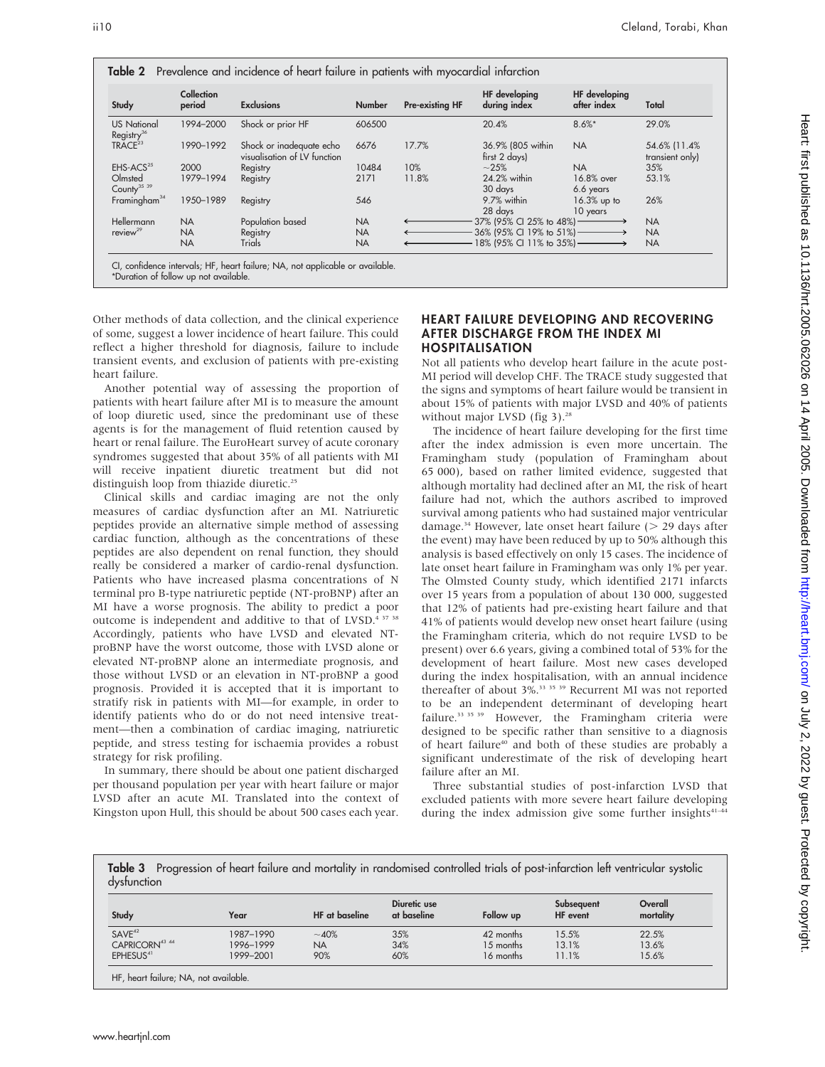**Table 2** Prevalence and incidence of heart failure in patients with myocardial infarction

| Study | Collection period | Exclusions | Number | Pre-existing HF | HF developing during index | HF developing after index | Total |
|---|---|---|---|---|---|---|---|
| US National Registry[36] | 1994–2000 | Shock or prior HF | 606500 | | 20.4% | 8.6%* | 29.0% |
| TRACE[23] | 1990–1992 | Shock or inadequate echo visualisation of LV function | 6676 | 17.7% | 36.9% (805 within first 2 days) | NA | 54.6% (11.4% transient only) |
| EHS-ACS[25] | 2000 | Registry | 10484 | 10% | ~25% | NA | 35% |
| Olmsted County[35 39] | 1979–1994 | Registry | 2171 | 11.8% | 24.2% within 30 days | 16.8% over 6.6 years | 53.1% |
| Framingham[34] | 1950–1989 | Registry | 546 | | 9.7% within 28 days | 16.3% up to 10 years | 26% |
| Hellermann review[29] | NA | Population based | NA | ← | 37% (95% CI 25% to 48%) | → | NA |
| | NA | Registry | NA | ← | 36% (95% CI 19% to 51%) | → | NA |
| | NA | Trials | NA | ← | 18% (95% CI 11% to 35%) | → | NA |

CI, confidence intervals; HF, heart failure; NA, not applicable or available.
*Duration of follow up not available.

Other methods of data collection, and the clinical experience of some, suggest a lower incidence of heart failure. This could reflect a higher threshold for diagnosis, failure to include transient events, and exclusion of patients with pre-existing heart failure.

Another potential way of assessing the proportion of patients with heart failure after MI is to measure the amount of loop diuretic used, since the predominant use of these agents is for the management of fluid retention caused by heart or renal failure. The EuroHeart survey of acute coronary syndromes suggested that about 35% of all patients with MI will receive inpatient diuretic treatment but did not distinguish loop from thiazide diuretic.[25]

Clinical skills and cardiac imaging are not the only measures of cardiac dysfunction after an MI. Natriuretic peptides provide an alternative simple method of assessing cardiac function, although as the concentrations of these peptides are also dependent on renal function, they should really be considered a marker of cardio-renal dysfunction. Patients who have increased plasma concentrations of N terminal pro B-type natriuretic peptide (NT-proBNP) after an MI have a worse prognosis. The ability to predict a poor outcome is independent and additive to that of LVSD.[4 37 38] Accordingly, patients who have LVSD and elevated NT-proBNP have the worst outcome, those with LVSD alone or elevated NT-proBNP alone an intermediate prognosis, and those without LVSD or an elevation in NT-proBNP a good prognosis. Provided it is accepted that it is important to stratify risk in patients with MI—for example, in order to identify patients who do or do not need intensive treatment—then a combination of cardiac imaging, natriuretic peptide, and stress testing for ischaemia provides a robust strategy for risk profiling.

In summary, there should be about one patient discharged per thousand population per year with heart failure or major LVSD after an acute MI. Translated into the context of Kingston upon Hull, this should be about 500 cases each year.

## HEART FAILURE DEVELOPING AND RECOVERING AFTER DISCHARGE FROM THE INDEX MI HOSPITALISATION

Not all patients who develop heart failure in the acute post-MI period will develop CHF. The TRACE study suggested that the signs and symptoms of heart failure would be transient in about 15% of patients with major LVSD and 40% of patients without major LVSD (fig 3).[28]

The incidence of heart failure developing for the first time after the index admission is even more uncertain. The Framingham study (population of Framingham about 65 000), based on rather limited evidence, suggested that although mortality had declined after an MI, the risk of heart failure had not, which the authors ascribed to improved survival among patients who had sustained major ventricular damage.[34] However, late onset heart failure (> 29 days after the event) may have been reduced by up to 50% although this analysis is based effectively on only 15 cases. The incidence of late onset heart failure in Framingham was only 1% per year. The Olmsted County study, which identified 2171 infarcts over 15 years from a population of about 130 000, suggested that 12% of patients had pre-existing heart failure and that 41% of patients would develop new onset heart failure (using the Framingham criteria, which do not require LVSD to be present) over 6.6 years, giving a combined total of 53% for the development of heart failure. Most new cases developed during the index hospitalisation, with an annual incidence thereafter of about 3%.[33 35 39] Recurrent MI was not reported to be an independent determinant of developing heart failure.[33 35 39] However, the Framingham criteria were designed to be specific rather than sensitive to a diagnosis of heart failure[40] and both of these studies are probably a significant underestimate of the risk of developing heart failure after an MI.

Three substantial studies of post-infarction LVSD that excluded patients with more severe heart failure developing during the index admission give some further insights[41–44]

**Table 3** Progression of heart failure and mortality in randomised controlled trials of post-infarction left ventricular systolic dysfunction

| Study | Year | HF at baseline | Diuretic use at baseline | Follow up | Subsequent HF event | Overall mortality |
|---|---|---|---|---|---|---|
| SAVE[42] | 1987–1990 | ~40% | 35% | 42 months | 15.5% | 22.5% |
| CAPRICORN[43 44] | 1996–1999 | NA | 34% | 15 months | 13.1% | 13.6% |
| EPHESUS[41] | 1999–2001 | 90% | 60% | 16 months | 11.1% | 15.6% |

HF, heart failure; NA, not available.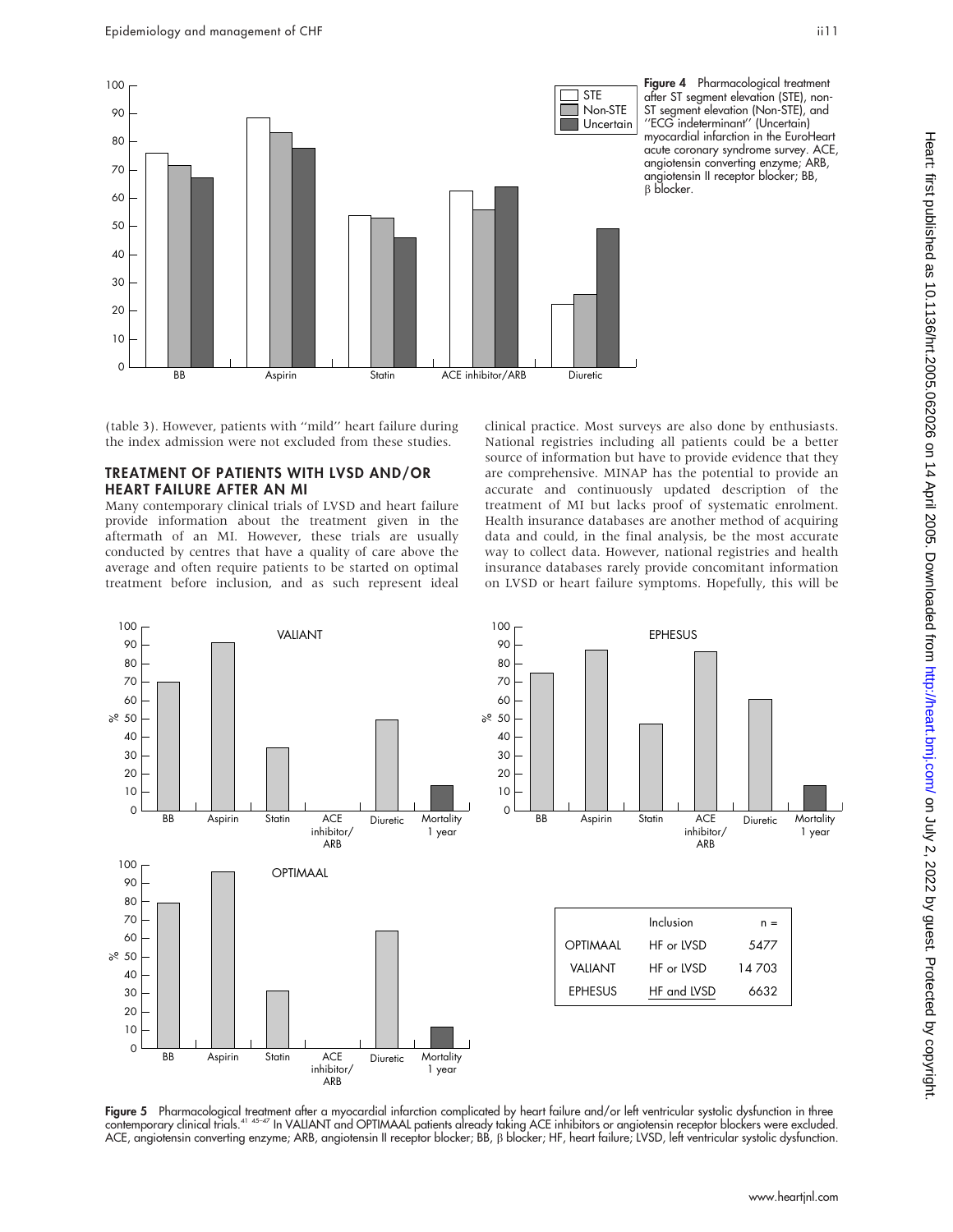Figure 4 Pharmacological treatment after ST segment elevation (STE), non-ST segment elevation (Non-STE), and ''ECG indeterminant'' (Uncertain) myocardial infarction in the EuroHeart acute coronary syndrome survey. ACE, angiotensin converting enzyme; ARB, angiotensin II receptor blocker; BB, β blocker.

(table 3). However, patients with ''mild'' heart failure during the index admission were not excluded from these studies.

## TREATMENT OF PATIENTS WITH LVSD AND/OR HEART FAILURE AFTER AN MI

Many contemporary clinical trials of LVSD and heart failure provide information about the treatment given in the aftermath of an MI. However, these trials are usually conducted by centres that have a quality of care above the average and often require patients to be started on optimal treatment before inclusion, and as such represent ideal clinical practice. Most surveys are also done by enthusiasts. National registries including all patients could be a better source of information but have to provide evidence that they are comprehensive. MINAP has the potential to provide an accurate and continuously updated description of the treatment of MI but lacks proof of systematic enrolment. Health insurance databases are another method of acquiring data and could, in the final analysis, be the most accurate way to collect data. However, national registries and health insurance databases rarely provide concomitant information on LVSD or heart failure symptoms. Hopefully, this will be

| | Inclusion | n = |
|---|---|---|
| OPTIMAAL | HF or LVSD | 5477 |
| VALIANT | HF or LVSD | 14 703 |
| EPHESUS | HF and LVSD | 6632 |

Figure 5 Pharmacological treatment after a myocardial infarction complicated by heart failure and/or left ventricular systolic dysfunction in three contemporary clinical trials.[41 45–47] In VALIANT and OPTIMAAL patients already taking ACE inhibitors or angiotensin receptor blockers were excluded. ACE, angiotensin converting enzyme; ARB, angiotensin II receptor blocker; BB, β blocker; HF, heart failure; LVSD, left ventricular systolic dysfunction.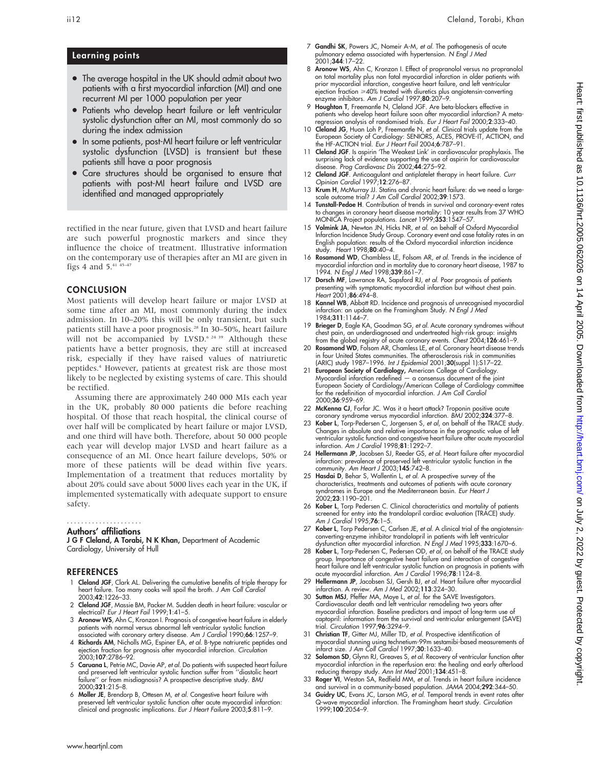## Learning points

- The average hospital in the UK should admit about two patients with a first myocardial infarction (MI) and one recurrent MI per 1000 population per year
- Patients who develop heart failure or left ventricular systolic dysfunction after an MI, most commonly do so during the index admission
- In some patients, post-MI heart failure or left ventricular systolic dysfunction (LVSD) is transient but these patients still have a poor prognosis
- Care structures should be organised to ensure that patients with post-MI heart failure and LVSD are identified and managed appropriately

rectified in the near future, given that LVSD and heart failure are such powerful prognostic markers and since they influence the choice of treatment. Illustrative information on the contemporary use of therapies after an MI are given in figs 4 and 5.[41 45–47]

## CONCLUSION

Most patients will develop heart failure or major LVSD at some time after an MI, most commonly during the index admission. In 10–20% this will be only transient, but such patients still have a poor prognosis.[28] In 30–50%, heart failure will not be accompanied by LVSD.[6 24 39] Although these patients have a better prognosis, they are still at increased risk, especially if they have raised values of natriuretic peptides.[4] However, patients at greatest risk are those most likely to be neglected by existing systems of care. This should be rectified.

Assuming there are approximately 240 000 MIs each year in the UK, probably 80 000 patients die before reaching hospital. Of those that reach hospital, the clinical course of over half will be complicated by heart failure or major LVSD, and one third will have both. Therefore, about 50 000 people each year will develop major LVSD and heart failure as a consequence of an MI. Once heart failure develops, 50% or more of these patients will be dead within five years. Implementation of a treatment that reduces mortality by about 20% could save about 5000 lives each year in the UK, if implemented systematically with adequate support to ensure safety.

### Authors' affiliations

**J G F Cleland, A Torabi, N K Khan,** Department of Academic Cardiology, University of Hull

## REFERENCES

1. **Cleland JGF**, Clark AL. Delivering the cumulative benefits of triple therapy for heart failure. Too many cooks will spoil the broth. *J Am Coll Cardiol* 2003;**42**:1226–33.
2. **Cleland JGF**, Massie BM, Packer M. Sudden death in heart failure: vascular or electrical? *Eur J Heart Fail* 1999;**1**:41–5.
3. **Aronow WS**, Ahn C, Kronzon I. Prognosis of congestive heart failure in elderly patients with normal versus abnormal left ventricular systolic function associated with coronary artery disease. *Am J Cardiol* 1990;**66**:1257–9.
4. **Richards AM**, Nicholls MG, Espiner EA, *et al.* B-type natriuretic peptides and ejection fraction for prognosis after myocardial infarction. *Circulation* 2003;**107**:2786–92.
5. **Caruana L**, Petrie MC, Davie AP, *et al.* Do patients with suspected heart failure and preserved left ventricular systolic function suffer from "diastolic heart failure" or from misdiagnosis? A prospective descriptive study. *BMJ* 2000;**321**:215–8.
6. **Moller JE**, Brendorp B, Ottesen M, *et al.* Congestive heart failure with preserved left ventricular systolic function after acute myocardial infarction: clinical and prognostic implications. *Eur J Heart Failure* 2003;**5**:811–9.
7. **Gandhi SK**, Powers JC, Nomeir A-M, *et al.* The pathogenesis of acute pulmonary edema associated with hypertension. *N Engl J Med* 2001;**344**:17–22.
8. **Aronow WS**, Ahn C, Kronzon I. Effect of propranolol versus no propranolol on total mortality plus non fatal myocardial infarction in older patients with prior myocardial infarction, congestive heart failure, and left ventricular ejection fraction ≥40% treated with diuretics plus angiotensin-converting enzyme inhibitors. *Am J Cardiol* 1997;**80**:207–9.
9. **Houghton T**, Freemantle N, Cleland JGF. Are beta-blockers effective in patients who develop heart failure soon after myocardial infarction? A meta-regression analysis of randomised trials. *Eur J Heart Fail* 2000;**2**:333–40.
10. **Cleland JG**, Huan Loh P, Freemantle N, *et al.* Clinical trials update from the European Society of Cardiology: SENIORS, ACES, PROVE-IT, ACTION, and the HF-ACTION trial. *Eur J Heart Fail* 2004;**6**:787–91.
11. **Cleland JGF**. Is aspirin 'The Weakest Link' in cardiovascular prophylaxis. The surprising lack of evidence supporting the use of aspirin for cardiovascular disease. *Prog Cardiovasc Dis* 2002;**44**:275–92.
12. **Cleland JGF**. Anticoagulant and antiplatelet therapy in heart failure. *Curr Opinion Cardiol* 1997;**12**:276–87.
13. **Krum H**, McMurray JJ. Statins and chronic heart failure: do we need a large-scale outcome trial? *J Am Coll Cardiol* 2002;**39**:1573.
14. **Tunstall-Pedoe H**. Contribution of trends in survival and coronary-event rates to changes in coronary heart disease mortality: 10 year results from 37 WHO MONICA Project populations. *Lancet* 1999;**353**:1547–57.
15. **Volmink JA**, Newton JN, Hicks NR, *et al.* on behalf of Oxford Myocardial Infarction Incidence Study Group. Coronary event and case fatality rates in an English population: results of the Oxford myocardial infarction incidence study. *Heart* 1998;**80**:40–4.
16. **Rosamond WD**, Chambless LE, Folsom AR, *et al.* Trends in the incidence of myocardial infarction and in mortality due to coronary heart disease, 1987 to 1994. *N Engl J Med* 1998;**339**:861–7.
17. **Dorsch MF**, Lawrance RA, Sapsford RJ, *et al.* Poor prognosis of patients presenting with symptomatic myocardial infarction but without chest pain. *Heart* 2001;**86**:494–8.
18. **Kannel WB**, Abbott RD. Incidence and prognosis of unrecognised myocardial infarction: an update on the Framingham Study. *N Engl J Med* 1984;**311**:1144–7.
19. **Brieger D**, Eagle KA, Goodman SG, *et al.* Acute coronary syndromes without chest pain, an underdiagnosed and undertreated high-risk group: insights from the global registry of acute coronary events. *Chest* 2004;**126**:461–9.
20. **Rosamond WD**, Folsom AR, Chamless LE, *et al.* Coronary heart disease trends in four United States communities. The atherosclerosis risk in communities (ARIC) study 1987–1996. *Int J Epidemiol* 2001;**30**(suppl 1):S17–22.
21. **European Society of Cardiology,** American College of Cardiology. Myocardial infarction redefined — a consensus document of the joint European Society of Cardiology/American College of Cardiology committee for the redefinition of myocardial infarction. *J Am Coll Cardiol* 2000;**36**:959–69.
22. **McKenna CJ**, Forfar JC. Was it a heart attack? Troponin positive acute coronary syndrome versus myocardial infarction. *BMJ* 2002;**324**:377–8.
23. **Kober L**, Torp-Pedersen C, Jorgensen S, *et al*, on behalf of the TRACE study. Changes in absolute and relative importance in the prognostic value of left ventricular systolic function and congestive heart failure after acute myocardial infarction. *Am J Cardiol* 1998;**81**:1292–7.
24. **Hellermann JP**, Jacobsen SJ, Reeder GS, *et al.* Heart failure after myocardial infarction: prevalence of preserved left ventricular systolic function in the community. *Am Heart J* 2003;**145**:742–8.
25. **Hasdai D**, Behar S, Wallentin L, *et al.* A prospective survey of the characteristics, treatments and outcomes of patients with acute coronary syndromes in Europe and the Mediterranean basin. *Eur Heart J* 2002;**23**:1190–201.
26. **Kober L**, Torp Pedersen C. Clinical characteristics and mortality of patients screened for entry into the trandolapril cardiac evaluation (TRACE) study. *Am J Cardiol* 1995;**76**:1–5.
27. **Kober L**, Torp Pedersen C, Carlsen JE, *et al.* A clinical trial of the angiotensin-converting-enzyme inhibitor trandolapril in patients with left ventricular dysfunction after myocardial infarction. *N Engl J Med* 1995;**333**:1670–6.
28. **Kober L**, Torp-Pedersen C, Pedersen OD, *et al*, on behalf of the TRACE study group. Importance of congestive heart failure and interaction of congestive heart failure and left ventricular systolic function on prognosis in patients with acute myocardial infarction. *Am J Cardiol* 1996;**78**:1124–8.
29. **Hellermann JP**, Jacobsen SJ, Gersh BJ, *et al.* Heart failure after myocardial infarction. A review. *Am J Med* 2002;**113**:324–30.
30. **Sutton MSJ**, Pfeffer MA, Moye L, *et al.* for the SAVE Investigators. Cardiovascular death and left ventricular remodeling two years after myocardial infarction. Baseline predictors and impact of long-term use of captopril: information from the survival and ventricular enlargement (SAVE) trial. *Circulation* 1997;**96**:3294–9.
31. **Christian TF**, Gitter MJ, Miller TD, *et al.* Prospective identification of myocardial stunning using technetium-99m sestamibi-based measurements of infarct size. *J Am Coll Cardiol* 1997;**30**:1633–40.
32. **Solomon SD**, Glynn RJ, Greaves S, *et al.* Recovery of ventricular function after myocardial infarction in the reperfusion era: the healing and early afterload reducing therapy study. *Ann Int Med* 2001;**134**:451–8.
33. **Roger VI**, Weston SA, Redfield MM, *et al.* Trends in heart failure incidence and survival in a community-based population. *JAMA* 2004;**292**:344–50.
34. **Guidry UC**, Evans JC, Larson MG, *et al.* Temporal trends in event rates after Q-wave myocardial infarction. The Framingham heart study. *Circulation* 1999;**100**:2054–9.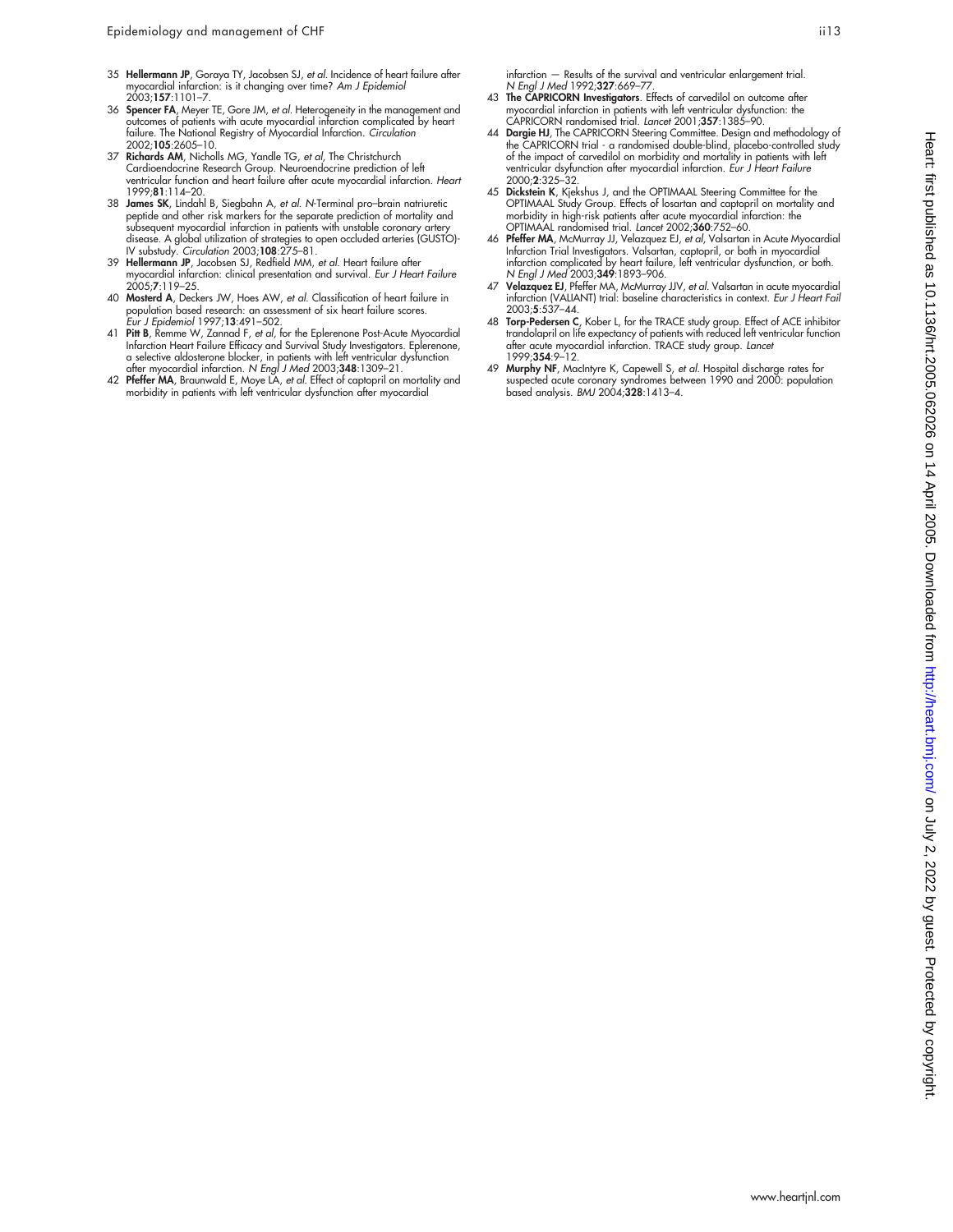35 **Hellermann JP**, Goraya TY, Jacobsen SJ, *et al*. Incidence of heart failure after myocardial infarction: is it changing over time? *Am J Epidemiol* 2003;**157**:1101–7.

36 **Spencer FA**, Meyer TE, Gore JM, *et al*. Heterogeneity in the management and outcomes of patients with acute myocardial infarction complicated by heart failure. The National Registry of Myocardial Infarction. *Circulation* 2002;**105**:2605–10.

37 **Richards AM**, Nicholls MG, Yandle TG, *et al*, The Christchurch Cardioendocrine Research Group. Neuroendocrine prediction of left ventricular function and heart failure after acute myocardial infarction. *Heart* 1999;**81**:114–20.

38 **James SK**, Lindahl B, Siegbahn A, *et al*. *N*-Terminal pro–brain natriuretic peptide and other risk markers for the separate prediction of mortality and subsequent myocardial infarction in patients with unstable coronary artery disease. A global utilization of strategies to open occluded arteries (GUSTO)-IV substudy. *Circulation* 2003;**108**:275–81.

39 **Hellermann JP**, Jacobsen SJ, Redfield MM, *et al*. Heart failure after myocardial infarction: clinical presentation and survival. *Eur J Heart Failure* 2005;**7**:119–25.

40 **Mosterd A**, Deckers JW, Hoes AW, *et al*. Classification of heart failure in population based research: an assessment of six heart failure scores. *Eur J Epidemiol* 1997;**13**:491–502.

41 **Pitt B**, Remme W, Zannad F, *et al*, for the Eplerenone Post-Acute Myocardial Infarction Heart Failure Efficacy and Survival Study Investigators. Eplerenone, a selective aldosterone blocker, in patients with left ventricular dysfunction after myocardial infarction. *N Engl J Med* 2003;**348**:1309–21.

42 **Pfeffer MA**, Braunwald E, Moye LA, *et al*. Effect of captopril on mortality and morbidity in patients with left ventricular dysfunction after myocardial infarction — Results of the survival and ventricular enlargement trial. *N Engl J Med* 1992;**327**:669–77.

43 **The CAPRICORN Investigators**. Effects of carvedilol on outcome after myocardial infarction in patients with left ventricular dysfunction: the CAPRICORN randomised trial. *Lancet* 2001;**357**:1385–90.

44 **Dargie HJ**, The CAPRICORN Steering Committee. Design and methodology of the CAPRICORN trial - a randomised double-blind, placebo-controlled study of the impact of carvedilol on morbidity and mortality in patients with left ventricular dsyfunction after myocardial infarction. *Eur J Heart Failure* 2000;**2**:325–32.

45 **Dickstein K**, Kjekshus J, and the OPTIMAAL Steering Committee for the OPTIMAAL Study Group. Effects of losartan and captopril on mortality and morbidity in high-risk patients after acute myocardial infarction: the OPTIMAAL randomised trial. *Lancet* 2002;**360**:752–60.

46 **Pfeffer MA**, McMurray JJ, Velazquez EJ, *et al*, Valsartan in Acute Myocardial Infarction Trial Investigators. Valsartan, captopril, or both in myocardial infarction complicated by heart failure, left ventricular dysfunction, or both. *N Engl J Med* 2003;**349**:1893–906.

47 **Velazquez EJ**, Pfeffer MA, McMurray JJV, *et al*. Valsartan in acute myocardial infarction (VALIANT) trial: baseline characteristics in context. *Eur J Heart Fail* 2003;**5**:537–44.

48 **Torp-Pedersen C**, Kober L, for the TRACE study group. Effect of ACE inhibitor trandolapril on life expectancy of patients with reduced left ventricular function after acute myocardial infarction. TRACE study group. *Lancet* 1999;**354**:9–12.

49 **Murphy NF**, MacIntyre K, Capewell S, *et al*. Hospital discharge rates for suspected acute coronary syndromes between 1990 and 2000: population based analysis. *BMJ* 2004;**328**:1413–4.